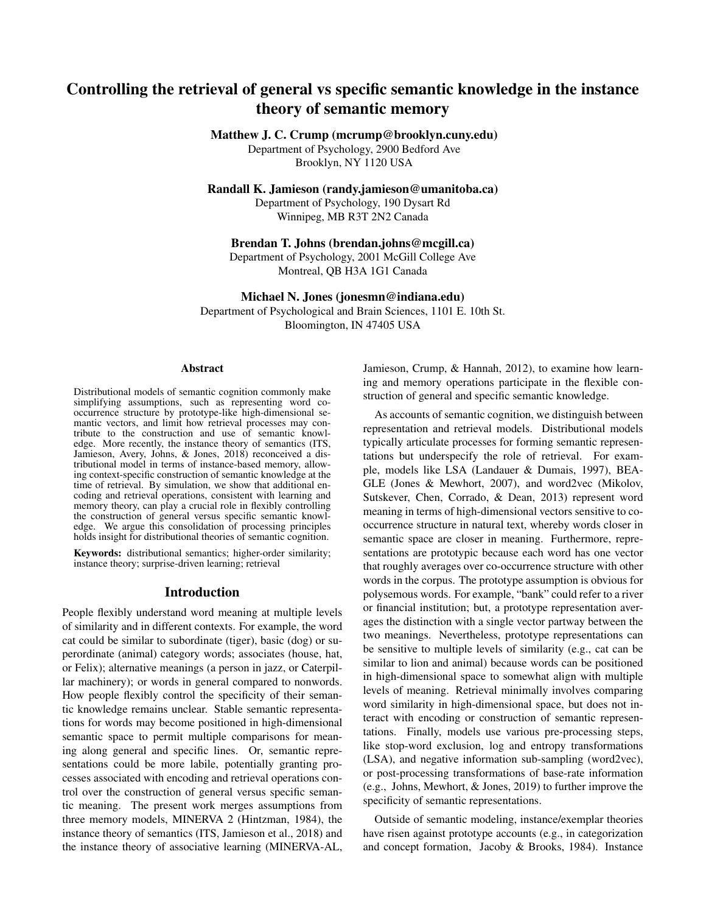# Controlling the retrieval of general vs specific semantic knowledge in the instance theory of semantic memory

**Matthew J. C. Crump (mcrump@brooklyn.cuny.edu)**
Department of Psychology, 2900 Bedford Ave
Brooklyn, NY 1120 USA

**Randall K. Jamieson (randy.jamieson@umanitoba.ca)**
Department of Psychology, 190 Dysart Rd
Winnipeg, MB R3T 2N2 Canada

**Brendan T. Johns (brendan.johns@mcgill.ca)**
Department of Psychology, 2001 McGill College Ave
Montreal, QB H3A 1G1 Canada

**Michael N. Jones (jonesmn@indiana.edu)**
Department of Psychological and Brain Sciences, 1101 E. 10th St.
Bloomington, IN 47405 USA

## Abstract

Distributional models of semantic cognition commonly make simplifying assumptions, such as representing word co-occurrence structure by prototype-like high-dimensional semantic vectors, and limit how retrieval processes may contribute to the construction and use of semantic knowledge. More recently, the instance theory of semantics (ITS, Jamieson, Avery, Johns, & Jones, 2018) reconceived a distributional model in terms of instance-based memory, allowing context-specific construction of semantic knowledge at the time of retrieval. By simulation, we show that additional encoding and retrieval operations, consistent with learning and memory theory, can play a crucial role in flexibly controlling the construction of general versus specific semantic knowledge. We argue this consolidation of processing principles holds insight for distributional theories of semantic cognition.

**Keywords:** distributional semantics; higher-order similarity; instance theory; surprise-driven learning; retrieval

## Introduction

People flexibly understand word meaning at multiple levels of similarity and in different contexts. For example, the word cat could be similar to subordinate (tiger), basic (dog) or superordinate (animal) category words; associates (house, hat, or Felix); alternative meanings (a person in jazz, or Caterpillar machinery); or words in general compared to nonwords. How people flexibly control the specificity of their semantic knowledge remains unclear. Stable semantic representations for words may become positioned in high-dimensional semantic space to permit multiple comparisons for meaning along general and specific lines. Or, semantic representations could be more labile, potentially granting processes associated with encoding and retrieval operations control over the construction of general versus specific semantic meaning. The present work merges assumptions from three memory models, MINERVA 2 (Hintzman, 1984), the instance theory of semantics (ITS, Jamieson et al., 2018) and the instance theory of associative learning (MINERVA-AL, Jamieson, Crump, & Hannah, 2012), to examine how learning and memory operations participate in the flexible construction of general and specific semantic knowledge.

As accounts of semantic cognition, we distinguish between representation and retrieval models. Distributional models typically articulate processes for forming semantic representations but underspecify the role of retrieval. For example, models like LSA (Landauer & Dumais, 1997), BEAGLE (Jones & Mewhort, 2007), and word2vec (Mikolov, Sutskever, Chen, Corrado, & Dean, 2013) represent word meaning in terms of high-dimensional vectors sensitive to co-occurrence structure in natural text, whereby words closer in semantic space are closer in meaning. Furthermore, representations are prototypic because each word has one vector that roughly averages over co-occurrence structure with other words in the corpus. The prototype assumption is obvious for polysemous words. For example, "bank" could refer to a river or financial institution; but, a prototype representation averages the distinction with a single vector partway between the two meanings. Nevertheless, prototype representations can be sensitive to multiple levels of similarity (e.g., cat can be similar to lion and animal) because words can be positioned in high-dimensional space to somewhat align with multiple levels of meaning. Retrieval minimally involves comparing word similarity in high-dimensional space, but does not interact with encoding or construction of semantic representations. Finally, models use various pre-processing steps, like stop-word exclusion, log and entropy transformations (LSA), and negative information sub-sampling (word2vec), or post-processing transformations of base-rate information (e.g., Johns, Mewhort, & Jones, 2019) to further improve the specificity of semantic representations.

Outside of semantic modeling, instance/exemplar theories have risen against prototype accounts (e.g., in categorization and concept formation, Jacoby & Brooks, 1984). Instance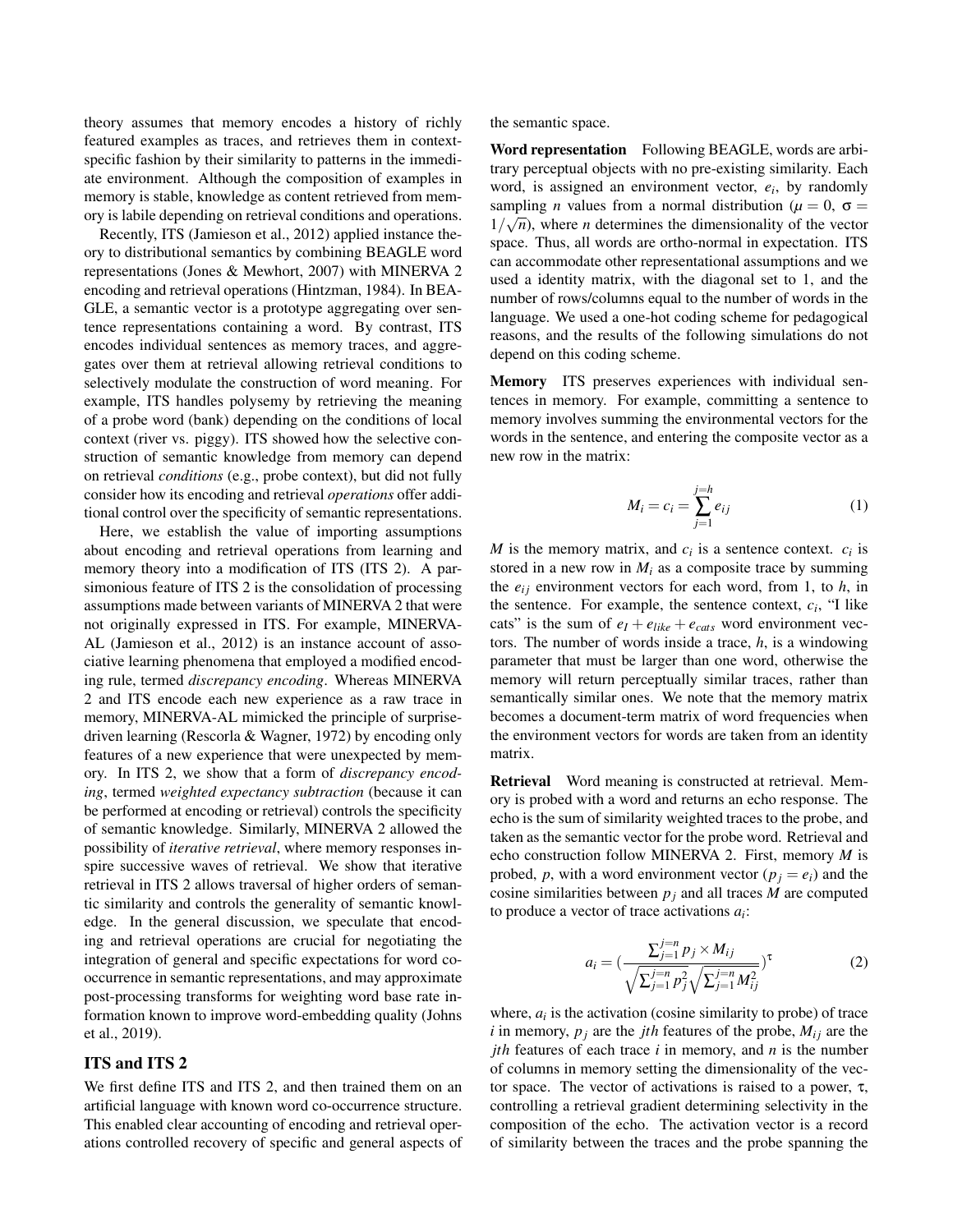theory assumes that memory encodes a history of richly featured examples as traces, and retrieves them in context-specific fashion by their similarity to patterns in the immediate environment. Although the composition of examples in memory is stable, knowledge as content retrieved from memory is labile depending on retrieval conditions and operations.

Recently, ITS (Jamieson et al., 2012) applied instance theory to distributional semantics by combining BEAGLE word representations (Jones & Mewhort, 2007) with MINERVA 2 encoding and retrieval operations (Hintzman, 1984). In BEAGLE, a semantic vector is a prototype aggregating over sentence representations containing a word. By contrast, ITS encodes individual sentences as memory traces, and aggregates over them at retrieval allowing retrieval conditions to selectively modulate the construction of word meaning. For example, ITS handles polysemy by retrieving the meaning of a probe word (bank) depending on the conditions of local context (river vs. piggy). ITS showed how the selective construction of semantic knowledge from memory can depend on retrieval *conditions* (e.g., probe context), but did not fully consider how its encoding and retrieval *operations* offer additional control over the specificity of semantic representations.

Here, we establish the value of importing assumptions about encoding and retrieval operations from learning and memory theory into a modification of ITS (ITS 2). A parsimonious feature of ITS 2 is the consolidation of processing assumptions made between variants of MINERVA 2 that were not originally expressed in ITS. For example, MINERVA-AL (Jamieson et al., 2012) is an instance account of associative learning phenomena that employed a modified encoding rule, termed *discrepancy encoding*. Whereas MINERVA 2 and ITS encode each new experience as a raw trace in memory, MINERVA-AL mimicked the principle of surprise-driven learning (Rescorla & Wagner, 1972) by encoding only features of a new experience that were unexpected by memory. In ITS 2, we show that a form of *discrepancy encoding*, termed *weighted expectancy subtraction* (because it can be performed at encoding or retrieval) controls the specificity of semantic knowledge. Similarly, MINERVA 2 allowed the possibility of *iterative retrieval*, where memory responses inspire successive waves of retrieval. We show that iterative retrieval in ITS 2 allows traversal of higher orders of semantic similarity and controls the generality of semantic knowledge. In the general discussion, we speculate that encoding and retrieval operations are crucial for negotiating the integration of general and specific expectations for word co-occurrence in semantic representations, and may approximate post-processing transforms for weighting word base rate information known to improve word-embedding quality (Johns et al., 2019).

## ITS and ITS 2

We first define ITS and ITS 2, and then trained them on an artificial language with known word co-occurrence structure. This enabled clear accounting of encoding and retrieval operations controlled recovery of specific and general aspects of the semantic space.

**Word representation** Following BEAGLE, words are arbitrary perceptual objects with no pre-existing similarity. Each word, is assigned an environment vector, $e_i$, by randomly sampling $n$ values from a normal distribution ($\mu = 0$, $\sigma = 1/\sqrt{n}$), where $n$ determines the dimensionality of the vector space. Thus, all words are ortho-normal in expectation. ITS can accommodate other representational assumptions and we used a identity matrix, with the diagonal set to 1, and the number of rows/columns equal to the number of words in the language. We used a one-hot coding scheme for pedagogical reasons, and the results of the following simulations do not depend on this coding scheme.

**Memory** ITS preserves experiences with individual sentences in memory. For example, committing a sentence to memory involves summing the environmental vectors for the words in the sentence, and entering the composite vector as a new row in the matrix:

$$M_i = c_i = \sum_{j=1}^{j=h} e_{ij} \tag{1}$$

$M$ is the memory matrix, and $c_i$ is a sentence context. $c_i$ is stored in a new row in $M_i$ as a composite trace by summing the $e_{ij}$ environment vectors for each word, from 1, to $h$, in the sentence. For example, the sentence context, $c_i$, "I like cats" is the sum of $e_I + e_{like} + e_{cats}$ word environment vectors. The number of words inside a trace, $h$, is a windowing parameter that must be larger than one word, otherwise the memory will return perceptually similar traces, rather than semantically similar ones. We note that the memory matrix becomes a document-term matrix of word frequencies when the environment vectors for words are taken from an identity matrix.

**Retrieval** Word meaning is constructed at retrieval. Memory is probed with a word and returns an echo response. The echo is the sum of similarity weighted traces to the probe, and taken as the semantic vector for the probe word. Retrieval and echo construction follow MINERVA 2. First, memory $M$ is probed, $p$, with a word environment vector ($p_j = e_i$) and the cosine similarities between $p_j$ and all traces $M$ are computed to produce a vector of trace activations $a_i$:

$$a_i = \left(\frac{\sum_{j=1}^{j=n} p_j \times M_{ij}}{\sqrt{\sum_{j=1}^{j=n} p_j^2}\sqrt{\sum_{j=1}^{j=n} M_{ij}^2}}\right)^{\tau} \tag{2}$$

where, $a_i$ is the activation (cosine similarity to probe) of trace $i$ in memory, $p_j$ are the $jth$ features of the probe, $M_{ij}$ are the $jth$ features of each trace $i$ in memory, and $n$ is the number of columns in memory setting the dimensionality of the vector space. The vector of activations is raised to a power, $\tau$, controlling a retrieval gradient determining selectivity in the composition of the echo. The activation vector is a record of similarity between the traces and the probe spanning the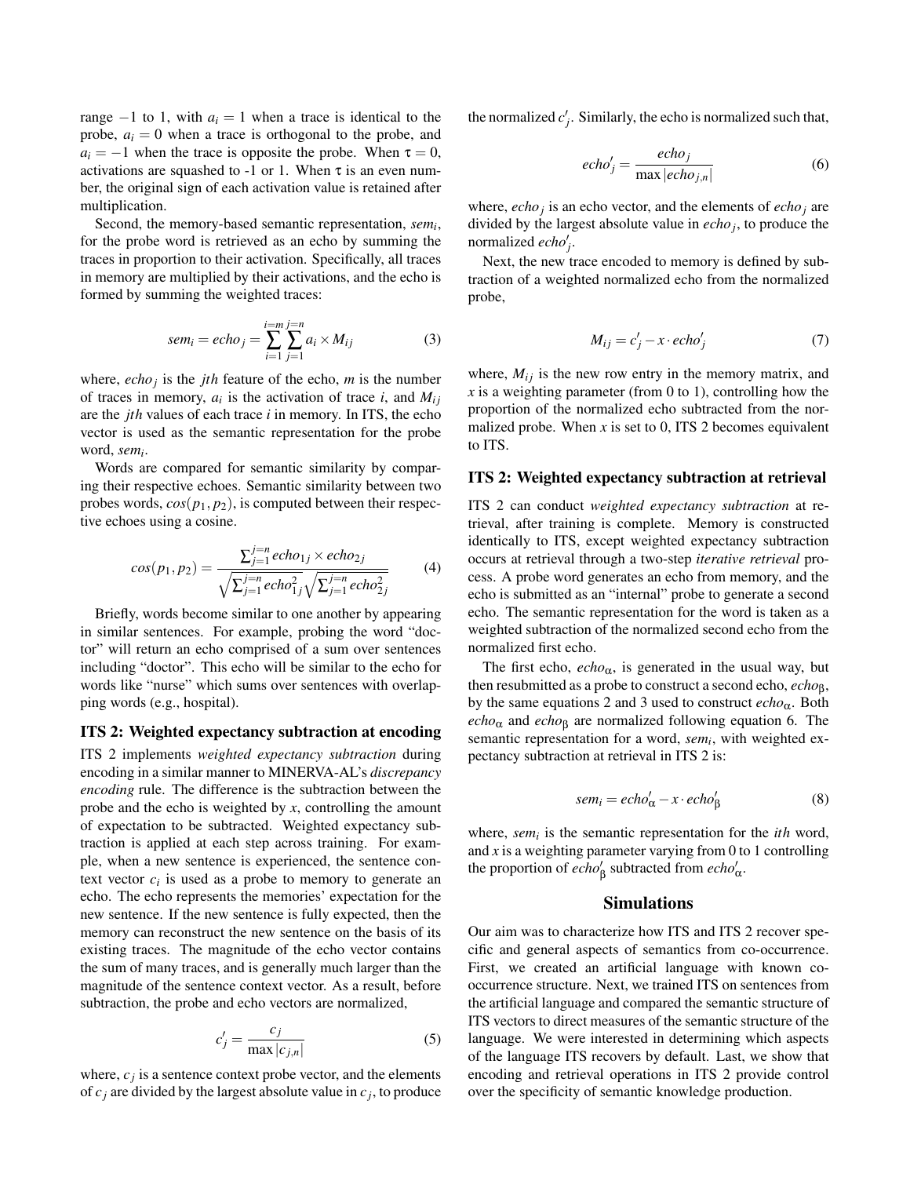range −1 to 1, with $a_i = 1$ when a trace is identical to the probe, $a_i = 0$ when a trace is orthogonal to the probe, and $a_i = -1$ when the trace is opposite the probe. When $\tau = 0$, activations are squashed to -1 or 1. When $\tau$ is an even number, the original sign of each activation value is retained after multiplication.

Second, the memory-based semantic representation, $sem_i$, for the probe word is retrieved as an echo by summing the traces in proportion to their activation. Specifically, all traces in memory are multiplied by their activations, and the echo is formed by summing the weighted traces:

$$sem_i = echo_j = \sum_{i=1}^{i=m} \sum_{j=1}^{j=n} a_i \times M_{ij} \tag{3}$$

where, $echo_j$ is the *jth* feature of the echo, $m$ is the number of traces in memory, $a_i$ is the activation of trace $i$, and $M_{ij}$ are the *jth* values of each trace $i$ in memory. In ITS, the echo vector is used as the semantic representation for the probe word, $sem_i$.

Words are compared for semantic similarity by comparing their respective echoes. Semantic similarity between two probes words, $cos(p_1, p_2)$, is computed between their respective echoes using a cosine.

$$cos(p_1, p_2) = \frac{\sum_{j=1}^{j=n} echo_{1j} \times echo_{2j}}{\sqrt{\sum_{j=1}^{j=n} echo_{1j}^2}\sqrt{\sum_{j=1}^{j=n} echo_{2j}^2}} \tag{4}$$

Briefly, words become similar to one another by appearing in similar sentences. For example, probing the word "doctor" will return an echo comprised of a sum over sentences including "doctor". This echo will be similar to the echo for words like "nurse" which sums over sentences with overlapping words (e.g., hospital).

### ITS 2: Weighted expectancy subtraction at encoding

ITS 2 implements *weighted expectancy subtraction* during encoding in a similar manner to MINERVA-AL's *discrepancy encoding* rule. The difference is the subtraction between the probe and the echo is weighted by $x$, controlling the amount of expectation to be subtracted. Weighted expectancy subtraction is applied at each step across training. For example, when a new sentence is experienced, the sentence context vector $c_i$ is used as a probe to memory to generate an echo. The echo represents the memories' expectation for the new sentence. If the new sentence is fully expected, then the memory can reconstruct the new sentence on the basis of its existing traces. The magnitude of the echo vector contains the sum of many traces, and is generally much larger than the magnitude of the sentence context vector. As a result, before subtraction, the probe and echo vectors are normalized,

$$c'_j = \frac{c_j}{\max|c_{j,n}|} \tag{5}$$

where, $c_j$ is a sentence context probe vector, and the elements of $c_j$ are divided by the largest absolute value in $c_j$, to produce the normalized $c'_j$. Similarly, the echo is normalized such that,

$$echo'_j = \frac{echo_j}{\max|echo_{j,n}|} \tag{6}$$

where, $echo_j$ is an echo vector, and the elements of $echo_j$ are divided by the largest absolute value in $echo_j$, to produce the normalized $echo'_j$.

Next, the new trace encoded to memory is defined by subtraction of a weighted normalized echo from the normalized probe,

$$M_{ij} = c'_j - x \cdot echo'_j \tag{7}$$

where, $M_{ij}$ is the new row entry in the memory matrix, and $x$ is a weighting parameter (from 0 to 1), controlling how the proportion of the normalized echo subtracted from the normalized probe. When $x$ is set to 0, ITS 2 becomes equivalent to ITS.

### ITS 2: Weighted expectancy subtraction at retrieval

ITS 2 can conduct *weighted expectancy subtraction* at retrieval, after training is complete. Memory is constructed identically to ITS, except weighted expectancy subtraction occurs at retrieval through a two-step *iterative retrieval* process. A probe word generates an echo from memory, and the echo is submitted as an "internal" probe to generate a second echo. The semantic representation for the word is taken as a weighted subtraction of the normalized second echo from the normalized first echo.

The first echo, $echo_\alpha$, is generated in the usual way, but then resubmitted as a probe to construct a second echo, $echo_\beta$, by the same equations 2 and 3 used to construct $echo_\alpha$. Both $echo_\alpha$ and $echo_\beta$ are normalized following equation 6. The semantic representation for a word, $sem_i$, with weighted expectancy subtraction at retrieval in ITS 2 is:

$$sem_i = echo'_\alpha - x \cdot echo'_\beta \tag{8}$$

where, $sem_i$ is the semantic representation for the *ith* word, and $x$ is a weighting parameter varying from 0 to 1 controlling the proportion of $echo'_\beta$ subtracted from $echo'_\alpha$.

## Simulations

Our aim was to characterize how ITS and ITS 2 recover specific and general aspects of semantics from co-occurrence. First, we created an artificial language with known co-occurrence structure. Next, we trained ITS on sentences from the artificial language and compared the semantic structure of ITS vectors to direct measures of the semantic structure of the language. We were interested in determining which aspects of the language ITS recovers by default. Last, we show that encoding and retrieval operations in ITS 2 provide control over the specificity of semantic knowledge production.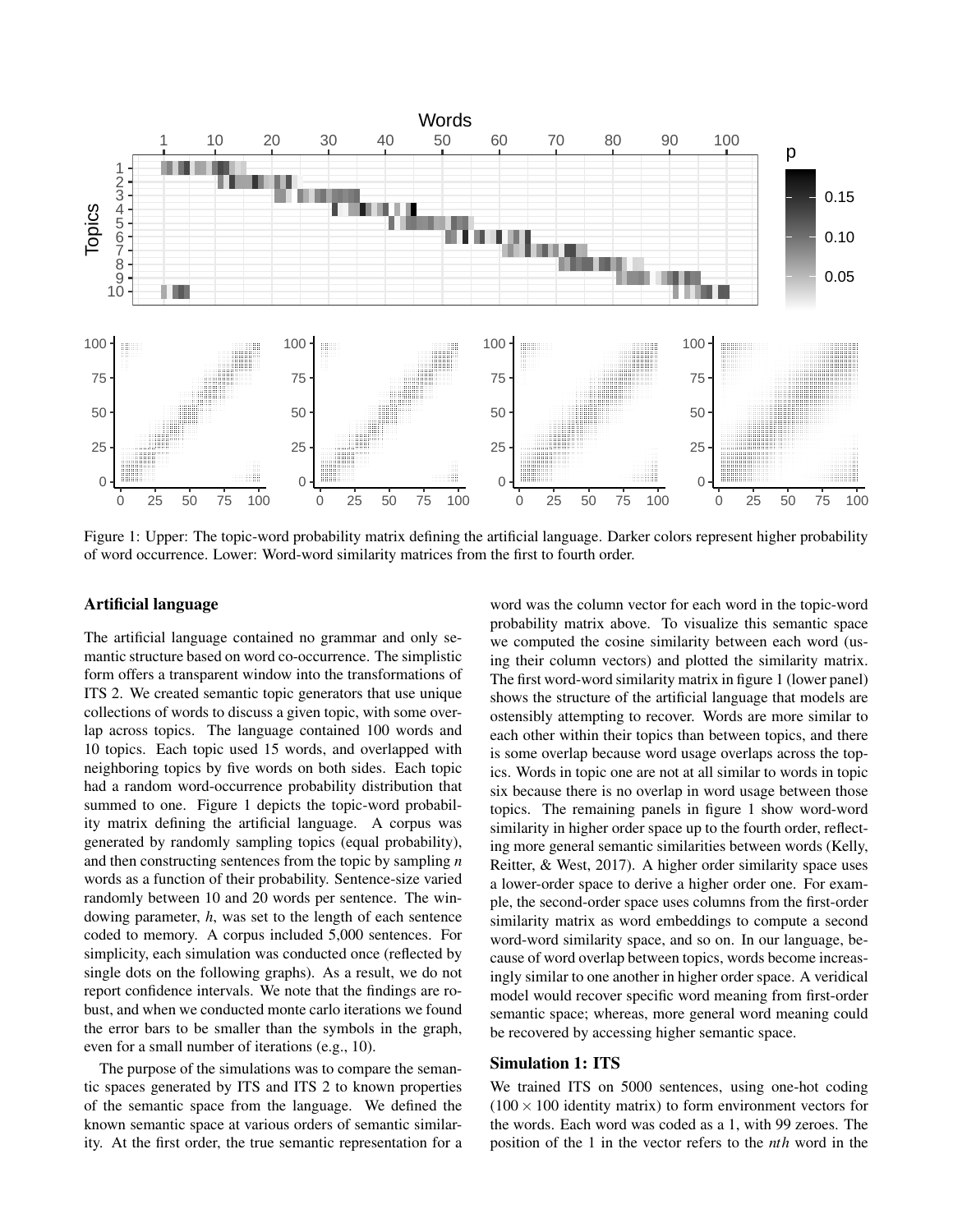Figure 1: Upper: The topic-word probability matrix defining the artificial language. Darker colors represent higher probability of word occurrence. Lower: Word-word similarity matrices from the first to fourth order.

### Artificial language

The artificial language contained no grammar and only semantic structure based on word co-occurrence. The simplistic form offers a transparent window into the transformations of ITS 2. We created semantic topic generators that use unique collections of words to discuss a given topic, with some overlap across topics. The language contained 100 words and 10 topics. Each topic used 15 words, and overlapped with neighboring topics by five words on both sides. Each topic had a random word-occurrence probability distribution that summed to one. Figure 1 depicts the topic-word probability matrix defining the artificial language. A corpus was generated by randomly sampling topics (equal probability), and then constructing sentences from the topic by sampling $n$ words as a function of their probability. Sentence-size varied randomly between 10 and 20 words per sentence. The windowing parameter, $h$, was set to the length of each sentence coded to memory. A corpus included 5,000 sentences. For simplicity, each simulation was conducted once (reflected by single dots on the following graphs). As a result, we do not report confidence intervals. We note that the findings are robust, and when we conducted monte carlo iterations we found the error bars to be smaller than the symbols in the graph, even for a small number of iterations (e.g., 10).

The purpose of the simulations was to compare the semantic spaces generated by ITS and ITS 2 to known properties of the semantic space from the language. We defined the known semantic space at various orders of semantic similarity. At the first order, the true semantic representation for a word was the column vector for each word in the topic-word probability matrix above. To visualize this semantic space we computed the cosine similarity between each word (using their column vectors) and plotted the similarity matrix. The first word-word similarity matrix in figure 1 (lower panel) shows the structure of the artificial language that models are ostensibly attempting to recover. Words are more similar to each other within their topics than between topics, and there is some overlap because word usage overlaps across the topics. Words in topic one are not at all similar to words in topic six because there is no overlap in word usage between those topics. The remaining panels in figure 1 show word-word similarity in higher order space up to the fourth order, reflecting more general semantic similarities between words (Kelly, Reitter, & West, 2017). A higher order similarity space uses a lower-order space to derive a higher order one. For example, the second-order space uses columns from the first-order similarity matrix as word embeddings to compute a second word-word similarity space, and so on. In our language, because of word overlap between topics, words become increasingly similar to one another in higher order space. A veridical model would recover specific word meaning from first-order semantic space; whereas, more general word meaning could be recovered by accessing higher semantic space.

### Simulation 1: ITS

We trained ITS on 5000 sentences, using one-hot coding ($100 \times 100$ identity matrix) to form environment vectors for the words. Each word was coded as a 1, with 99 zeroes. The position of the 1 in the vector refers to the $nth$ word in the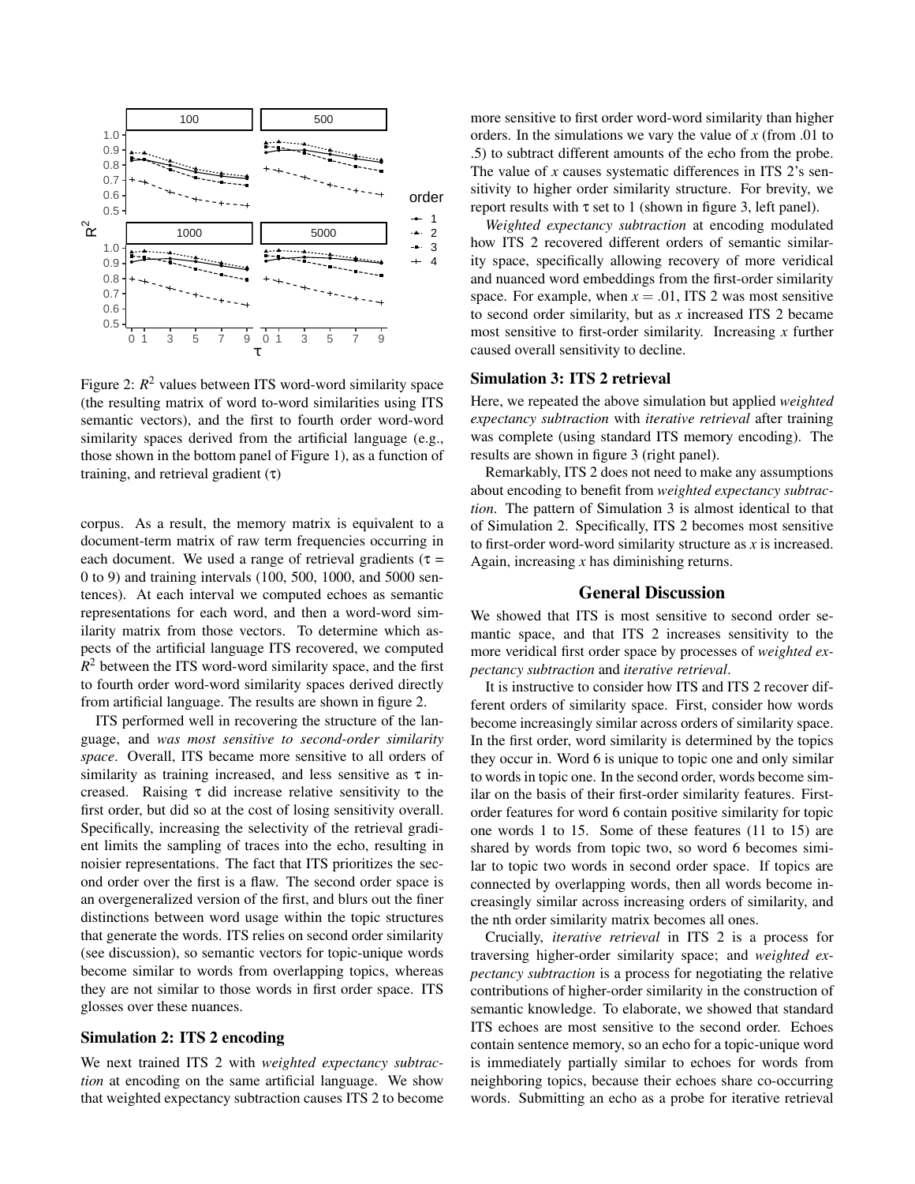Figure 2: $R^2$ values between ITS word-word similarity space (the resulting matrix of word to-word similarities using ITS semantic vectors), and the first to fourth order word-word similarity spaces derived from the artificial language (e.g., those shown in the bottom panel of Figure 1), as a function of training, and retrieval gradient ($\tau$)

corpus. As a result, the memory matrix is equivalent to a document-term matrix of raw term frequencies occurring in each document. We used a range of retrieval gradients ($\tau$ = 0 to 9) and training intervals (100, 500, 1000, and 5000 sentences). At each interval we computed echoes as semantic representations for each word, and then a word-word similarity matrix from those vectors. To determine which aspects of the artificial language ITS recovered, we computed $R^2$ between the ITS word-word similarity space, and the first to fourth order word-word similarity spaces derived directly from artificial language. The results are shown in figure 2.

ITS performed well in recovering the structure of the language, and *was most sensitive to second-order similarity space*. Overall, ITS became more sensitive to all orders of similarity as training increased, and less sensitive as $\tau$ increased. Raising $\tau$ did increase relative sensitivity to the first order, but did so at the cost of losing sensitivity overall. Specifically, increasing the selectivity of the retrieval gradient limits the sampling of traces into the echo, resulting in noisier representations. The fact that ITS prioritizes the second order over the first is a flaw. The second order space is an overgeneralized version of the first, and blurs out the finer distinctions between word usage within the topic structures that generate the words. ITS relies on second order similarity (see discussion), so semantic vectors for topic-unique words become similar to words from overlapping topics, whereas they are not similar to those words in first order space. ITS glosses over these nuances.

### Simulation 2: ITS 2 encoding

We next trained ITS 2 with *weighted expectancy subtraction* at encoding on the same artificial language. We show that weighted expectancy subtraction causes ITS 2 to become more sensitive to first order word-word similarity than higher orders. In the simulations we vary the value of $x$ (from .01 to .5) to subtract different amounts of the echo from the probe. The value of $x$ causes systematic differences in ITS 2's sensitivity to higher order similarity structure. For brevity, we report results with $\tau$ set to 1 (shown in figure 3, left panel).

*Weighted expectancy subtraction* at encoding modulated how ITS 2 recovered different orders of semantic similarity space, specifically allowing recovery of more veridical and nuanced word embeddings from the first-order similarity space. For example, when $x = .01$, ITS 2 was most sensitive to second order similarity, but as $x$ increased ITS 2 became most sensitive to first-order similarity. Increasing $x$ further caused overall sensitivity to decline.

### Simulation 3: ITS 2 retrieval

Here, we repeated the above simulation but applied *weighted expectancy subtraction* with *iterative retrieval* after training was complete (using standard ITS memory encoding). The results are shown in figure 3 (right panel).

Remarkably, ITS 2 does not need to make any assumptions about encoding to benefit from *weighted expectancy subtraction*. The pattern of Simulation 3 is almost identical to that of Simulation 2. Specifically, ITS 2 becomes most sensitive to first-order word-word similarity structure as $x$ is increased. Again, increasing $x$ has diminishing returns.

## General Discussion

We showed that ITS is most sensitive to second order semantic space, and that ITS 2 increases sensitivity to the more veridical first order space by processes of *weighted expectancy subtraction* and *iterative retrieval*.

It is instructive to consider how ITS and ITS 2 recover different orders of similarity space. First, consider how words become increasingly similar across orders of similarity space. In the first order, word similarity is determined by the topics they occur in. Word 6 is unique to topic one and only similar to words in topic one. In the second order, words become similar on the basis of their first-order similarity features. First-order features for word 6 contain positive similarity for topic one words 1 to 15. Some of these features (11 to 15) are shared by words from topic two, so word 6 becomes similar to topic two words in second order space. If topics are connected by overlapping words, then all words become increasingly similar across increasing orders of similarity, and the nth order similarity matrix becomes all ones.

Crucially, *iterative retrieval* in ITS 2 is a process for traversing higher-order similarity space; and *weighted expectancy subtraction* is a process for negotiating the relative contributions of higher-order similarity in the construction of semantic knowledge. To elaborate, we showed that standard ITS echoes are most sensitive to the second order. Echoes contain sentence memory, so an echo for a topic-unique word is immediately partially similar to echoes for words from neighboring topics, because their echoes share co-occurring words. Submitting an echo as a probe for iterative retrieval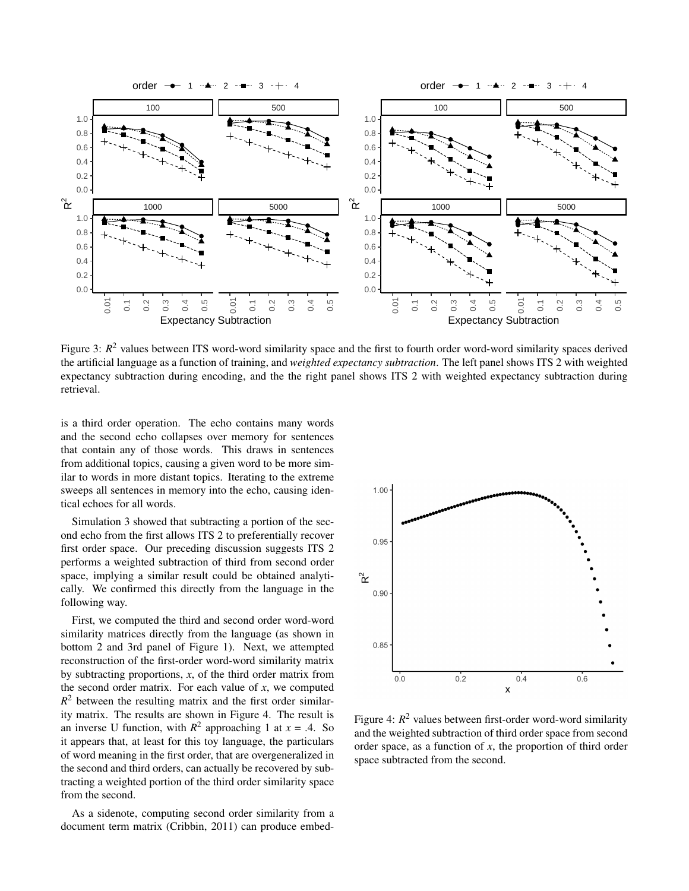Figure 3: $R^2$ values between ITS word-word similarity space and the first to fourth order word-word similarity spaces derived the artificial language as a function of training, and *weighted expectancy subtraction*. The left panel shows ITS 2 with weighted expectancy subtraction during encoding, and the the right panel shows ITS 2 with weighted expectancy subtraction during retrieval.

is a third order operation. The echo contains many words and the second echo collapses over memory for sentences that contain any of those words. This draws in sentences from additional topics, causing a given word to be more similar to words in more distant topics. Iterating to the extreme sweeps all sentences in memory into the echo, causing identical echoes for all words.

Simulation 3 showed that subtracting a portion of the second echo from the first allows ITS 2 to preferentially recover first order space. Our preceding discussion suggests ITS 2 performs a weighted subtraction of third from second order space, implying a similar result could be obtained analytically. We confirmed this directly from the language in the following way.

First, we computed the third and second order word-word similarity matrices directly from the language (as shown in bottom 2 and 3rd panel of Figure 1). Next, we attempted reconstruction of the first-order word-word similarity matrix by subtracting proportions, $x$, of the third order matrix from the second order matrix. For each value of $x$, we computed $R^2$ between the resulting matrix and the first order similarity matrix. The results are shown in Figure 4. The result is an inverse U function, with $R^2$ approaching 1 at $x$ = .4. So it appears that, at least for this toy language, the particulars of word meaning in the first order, that are overgeneralized in the second and third orders, can actually be recovered by subtracting a weighted portion of the third order similarity space from the second.

As a sidenote, computing second order similarity from a document term matrix (Cribbin, 2011) can produce embed-

Figure 4: $R^2$ values between first-order word-word similarity and the weighted subtraction of third order space from second order space, as a function of $x$, the proportion of third order space subtracted from the second.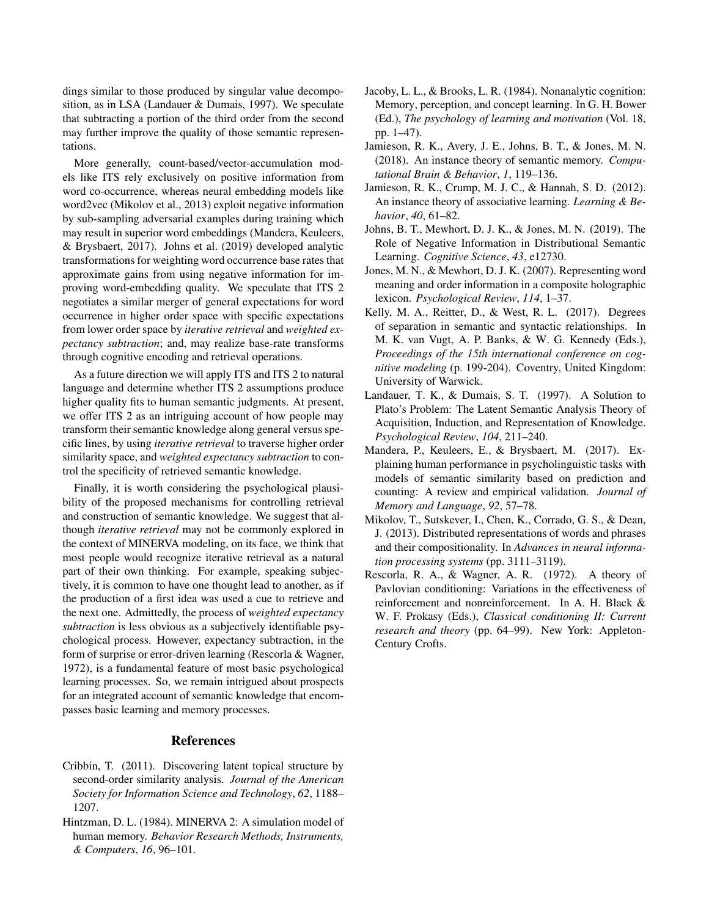dings similar to those produced by singular value decomposition, as in LSA (Landauer & Dumais, 1997). We speculate that subtracting a portion of the third order from the second may further improve the quality of those semantic representations.

More generally, count-based/vector-accumulation models like ITS rely exclusively on positive information from word co-occurrence, whereas neural embedding models like word2vec (Mikolov et al., 2013) exploit negative information by sub-sampling adversarial examples during training which may result in superior word embeddings (Mandera, Keuleers, & Brysbaert, 2017). Johns et al. (2019) developed analytic transformations for weighting word occurrence base rates that approximate gains from using negative information for improving word-embedding quality. We speculate that ITS 2 negotiates a similar merger of general expectations for word occurrence in higher order space with specific expectations from lower order space by *iterative retrieval* and *weighted expectancy subtraction*; and, may realize base-rate transforms through cognitive encoding and retrieval operations.

As a future direction we will apply ITS and ITS 2 to natural language and determine whether ITS 2 assumptions produce higher quality fits to human semantic judgments. At present, we offer ITS 2 as an intriguing account of how people may transform their semantic knowledge along general versus specific lines, by using *iterative retrieval* to traverse higher order similarity space, and *weighted expectancy subtraction* to control the specificity of retrieved semantic knowledge.

Finally, it is worth considering the psychological plausibility of the proposed mechanisms for controlling retrieval and construction of semantic knowledge. We suggest that although *iterative retrieval* may not be commonly explored in the context of MINERVA modeling, on its face, we think that most people would recognize iterative retrieval as a natural part of their own thinking. For example, speaking subjectively, it is common to have one thought lead to another, as if the production of a first idea was used a cue to retrieve and the next one. Admittedly, the process of *weighted expectancy subtraction* is less obvious as a subjectively identifiable psychological process. However, expectancy subtraction, in the form of surprise or error-driven learning (Rescorla & Wagner, 1972), is a fundamental feature of most basic psychological learning processes. So, we remain intrigued about prospects for an integrated account of semantic knowledge that encompasses basic learning and memory processes.

## References

Cribbin, T. (2011). Discovering latent topical structure by second-order similarity analysis. *Journal of the American Society for Information Science and Technology*, *62*, 1188–1207.

Hintzman, D. L. (1984). MINERVA 2: A simulation model of human memory. *Behavior Research Methods, Instruments, & Computers*, *16*, 96–101.

Jacoby, L. L., & Brooks, L. R. (1984). Nonanalytic cognition: Memory, perception, and concept learning. In G. H. Bower (Ed.), *The psychology of learning and motivation* (Vol. 18, pp. 1–47).

Jamieson, R. K., Avery, J. E., Johns, B. T., & Jones, M. N. (2018). An instance theory of semantic memory. *Computational Brain & Behavior*, *1*, 119–136.

Jamieson, R. K., Crump, M. J. C., & Hannah, S. D. (2012). An instance theory of associative learning. *Learning & Behavior*, *40*, 61–82.

Johns, B. T., Mewhort, D. J. K., & Jones, M. N. (2019). The Role of Negative Information in Distributional Semantic Learning. *Cognitive Science*, *43*, e12730.

Jones, M. N., & Mewhort, D. J. K. (2007). Representing word meaning and order information in a composite holographic lexicon. *Psychological Review*, *114*, 1–37.

Kelly, M. A., Reitter, D., & West, R. L. (2017). Degrees of separation in semantic and syntactic relationships. In M. K. van Vugt, A. P. Banks, & W. G. Kennedy (Eds.), *Proceedings of the 15th international conference on cognitive modeling* (p. 199-204). Coventry, United Kingdom: University of Warwick.

Landauer, T. K., & Dumais, S. T. (1997). A Solution to Plato's Problem: The Latent Semantic Analysis Theory of Acquisition, Induction, and Representation of Knowledge. *Psychological Review*, *104*, 211–240.

Mandera, P., Keuleers, E., & Brysbaert, M. (2017). Explaining human performance in psycholinguistic tasks with models of semantic similarity based on prediction and counting: A review and empirical validation. *Journal of Memory and Language*, *92*, 57–78.

Mikolov, T., Sutskever, I., Chen, K., Corrado, G. S., & Dean, J. (2013). Distributed representations of words and phrases and their compositionality. In *Advances in neural information processing systems* (pp. 3111–3119).

Rescorla, R. A., & Wagner, A. R. (1972). A theory of Pavlovian conditioning: Variations in the effectiveness of reinforcement and nonreinforcement. In A. H. Black & W. F. Prokasy (Eds.), *Classical conditioning II: Current research and theory* (pp. 64–99). New York: Appleton-Century Crofts.